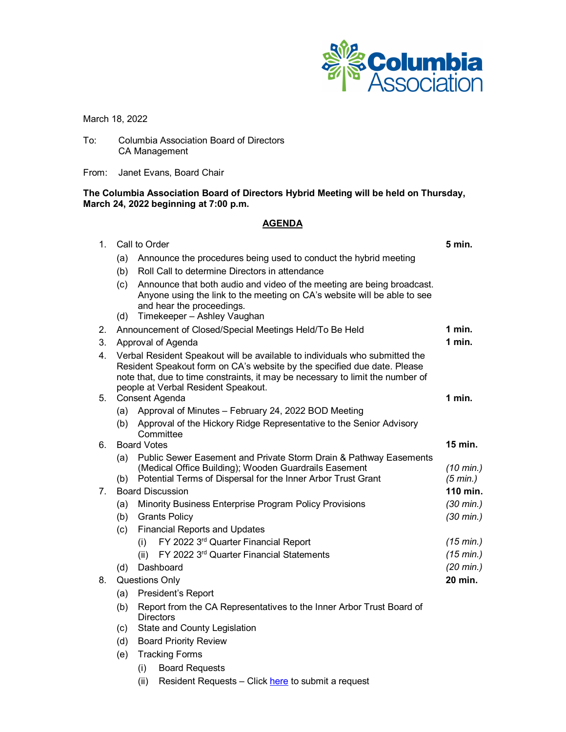March 18, 2022

To: Columbia Association Board of Directors
CA Management

From: Janet Evans, Board Chair

**The Columbia Association Board of Directors Hybrid Meeting will be held on Thursday, March 24, 2022 beginning at 7:00 p.m.**

## AGENDA

1. Call to Order — **5 min.**
   - (a) Announce the procedures being used to conduct the hybrid meeting
   - (b) Roll Call to determine Directors in attendance
   - (c) Announce that both audio and video of the meeting are being broadcast. Anyone using the link to the meeting on CA's website will be able to see and hear the proceedings.
   - (d) Timekeeper – Ashley Vaughan
2. Announcement of Closed/Special Meetings Held/To Be Held — **1 min.**
3. Approval of Agenda — **1 min.**
4. Verbal Resident Speakout will be available to individuals who submitted the Resident Speakout form on CA's website by the specified due date. Please note that, due to time constraints, it may be necessary to limit the number of people at Verbal Resident Speakout.
5. Consent Agenda — **1 min.**
   - (a) Approval of Minutes – February 24, 2022 BOD Meeting
   - (b) Approval of the Hickory Ridge Representative to the Senior Advisory Committee
6. Board Votes — **15 min.**
   - (a) Public Sewer Easement and Private Storm Drain & Pathway Easements (Medical Office Building); Wooden Guardrails Easement — *(10 min.)*
   - (b) Potential Terms of Dispersal for the Inner Arbor Trust Grant — *(5 min.)*
7. Board Discussion — **110 min.**
   - (a) Minority Business Enterprise Program Policy Provisions — *(30 min.)*
   - (b) Grants Policy — *(30 min.)*
   - (c) Financial Reports and Updates
     - (i) FY 2022 3rd Quarter Financial Report — *(15 min.)*
     - (ii) FY 2022 3rd Quarter Financial Statements — *(15 min.)*
   - (d) Dashboard — *(20 min.)*
8. Questions Only — **20 min.**
   - (a) President's Report
   - (b) Report from the CA Representatives to the Inner Arbor Trust Board of Directors
   - (c) State and County Legislation
   - (d) Board Priority Review
   - (e) Tracking Forms
     - (i) Board Requests
     - (ii) Resident Requests – Click here to submit a request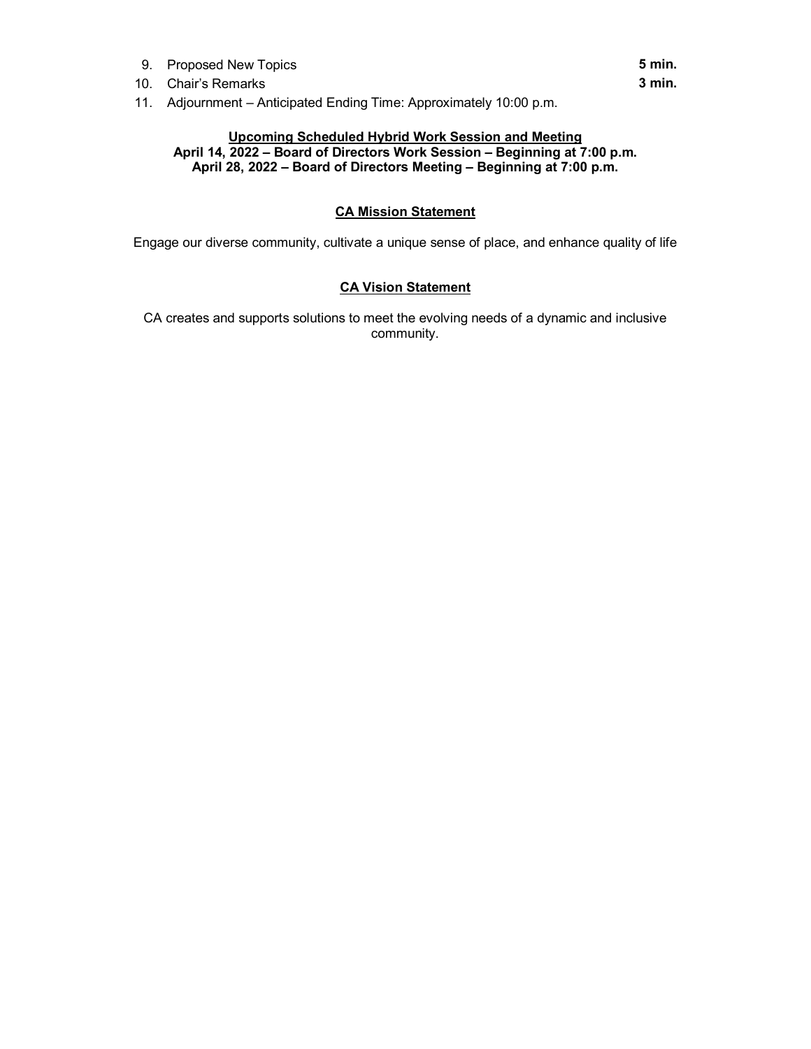9. Proposed New Topics **5 min.**
10. Chair's Remarks **3 min.**
11. Adjournment – Anticipated Ending Time: Approximately 10:00 p.m.

**Upcoming Scheduled Hybrid Work Session and Meeting**

**April 14, 2022 – Board of Directors Work Session – Beginning at 7:00 p.m.**

**April 28, 2022 – Board of Directors Meeting – Beginning at 7:00 p.m.**

**CA Mission Statement**

Engage our diverse community, cultivate a unique sense of place, and enhance quality of life

**CA Vision Statement**

CA creates and supports solutions to meet the evolving needs of a dynamic and inclusive community.